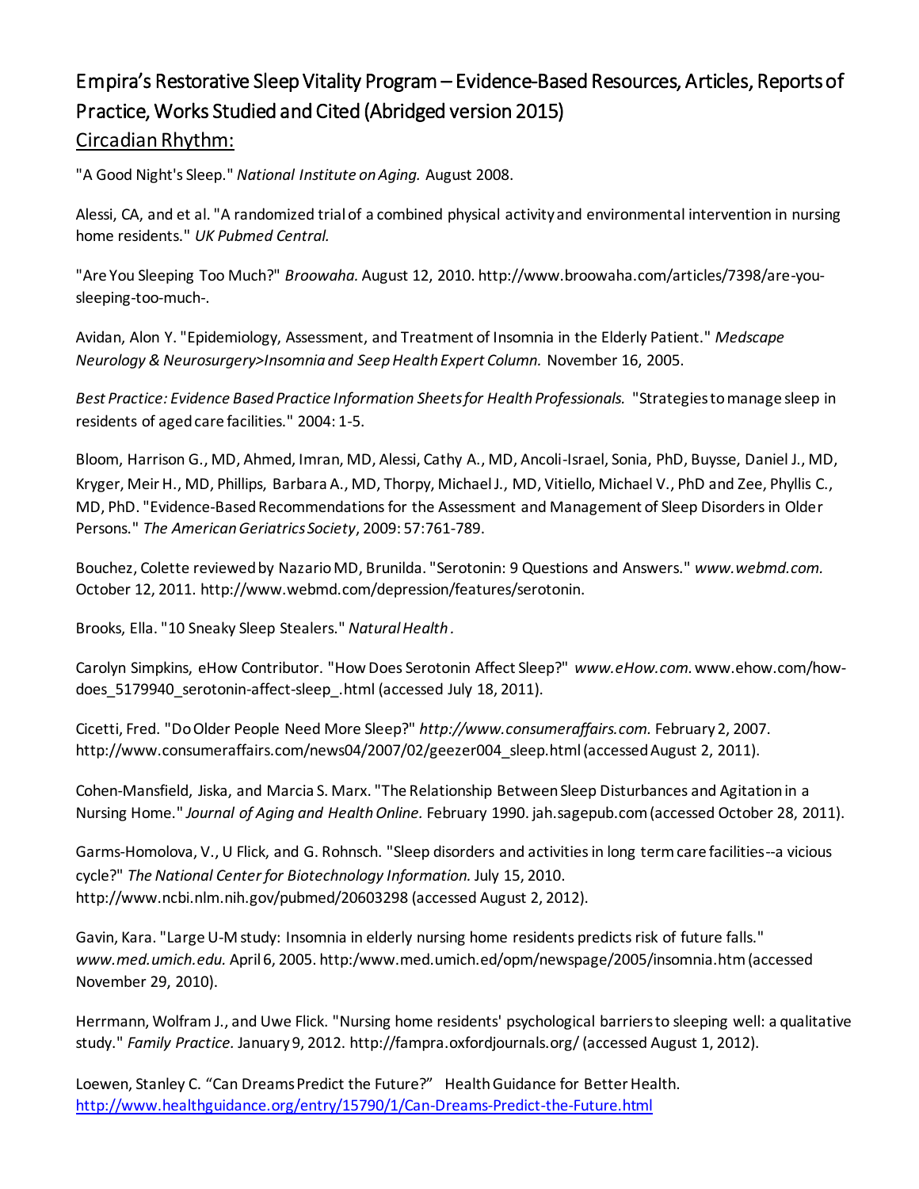# Empira's Restorative Sleep Vitality Program – Evidence-Based Resources, Articles, Reports of Practice, Works Studied and Cited (Abridged version 2015)

## Circadian Rhythm:

"A Good Night's Sleep." *National Institute on Aging.* August 2008.

Alessi, CA, and et al. "A randomized trial of a combined physical activity and environmental intervention in nursing home residents." *UK Pubmed Central.*

"Are You Sleeping Too Much?" *Broowaha.* August 12, 2010. http://www.broowaha.com/articles/7398/are-you-sleeping-too-much-.

Avidan, Alon Y. "Epidemiology, Assessment, and Treatment of Insomnia in the Elderly Patient." *Medscape Neurology & Neurosurgery>Insomnia and Seep Health Expert Column.* November 16, 2005.

*Best Practice: Evidence Based Practice Information Sheets for Health Professionals.* "Strategies to manage sleep in residents of aged care facilities." 2004: 1-5.

Bloom, Harrison G., MD, Ahmed, Imran, MD, Alessi, Cathy A., MD, Ancoli-Israel, Sonia, PhD, Buysse, Daniel J., MD, Kryger, Meir H., MD, Phillips, Barbara A., MD, Thorpy, Michael J., MD, Vitiello, Michael V., PhD and Zee, Phyllis C., MD, PhD. "Evidence-Based Recommendations for the Assessment and Management of Sleep Disorders in Older Persons." *The American Geriatrics Society*, 2009: 57:761-789.

Bouchez, Colette reviewed by Nazario MD, Brunilda. "Serotonin: 9 Questions and Answers." *www.webmd.com.* October 12, 2011. http://www.webmd.com/depression/features/serotonin.

Brooks, Ella. "10 Sneaky Sleep Stealers." *Natural Health*.

Carolyn Simpkins, eHow Contributor. "How Does Serotonin Affect Sleep?" *www.eHow.com.* www.ehow.com/how-does_5179940_serotonin-affect-sleep_.html (accessed July 18, 2011).

Cicetti, Fred. "Do Older People Need More Sleep?" *http://www.consumeraffairs.com.* February 2, 2007. http://www.consumeraffairs.com/news04/2007/02/geezer004_sleep.html (accessed August 2, 2011).

Cohen-Mansfield, Jiska, and Marcia S. Marx. "The Relationship Between Sleep Disturbances and Agitation in a Nursing Home." *Journal of Aging and Health Online.* February 1990. jah.sagepub.com (accessed October 28, 2011).

Garms-Homolova, V., U Flick, and G. Rohnsch. "Sleep disorders and activities in long term care facilities--a vicious cycle?" *The National Center for Biotechnology Information.* July 15, 2010. http://www.ncbi.nlm.nih.gov/pubmed/20603298 (accessed August 2, 2012).

Gavin, Kara. "Large U-M study: Insomnia in elderly nursing home residents predicts risk of future falls." *www.med.umich.edu.* April 6, 2005. http:/www.med.umich.ed/opm/newspage/2005/insomnia.htm (accessed November 29, 2010).

Herrmann, Wolfram J., and Uwe Flick. "Nursing home residents' psychological barriers to sleeping well: a qualitative study." *Family Practice.* January 9, 2012. http://fampra.oxfordjournals.org/ (accessed August 1, 2012).

Loewen, Stanley C. "Can Dreams Predict the Future?" Health Guidance for Better Health. http://www.healthguidance.org/entry/15790/1/Can-Dreams-Predict-the-Future.html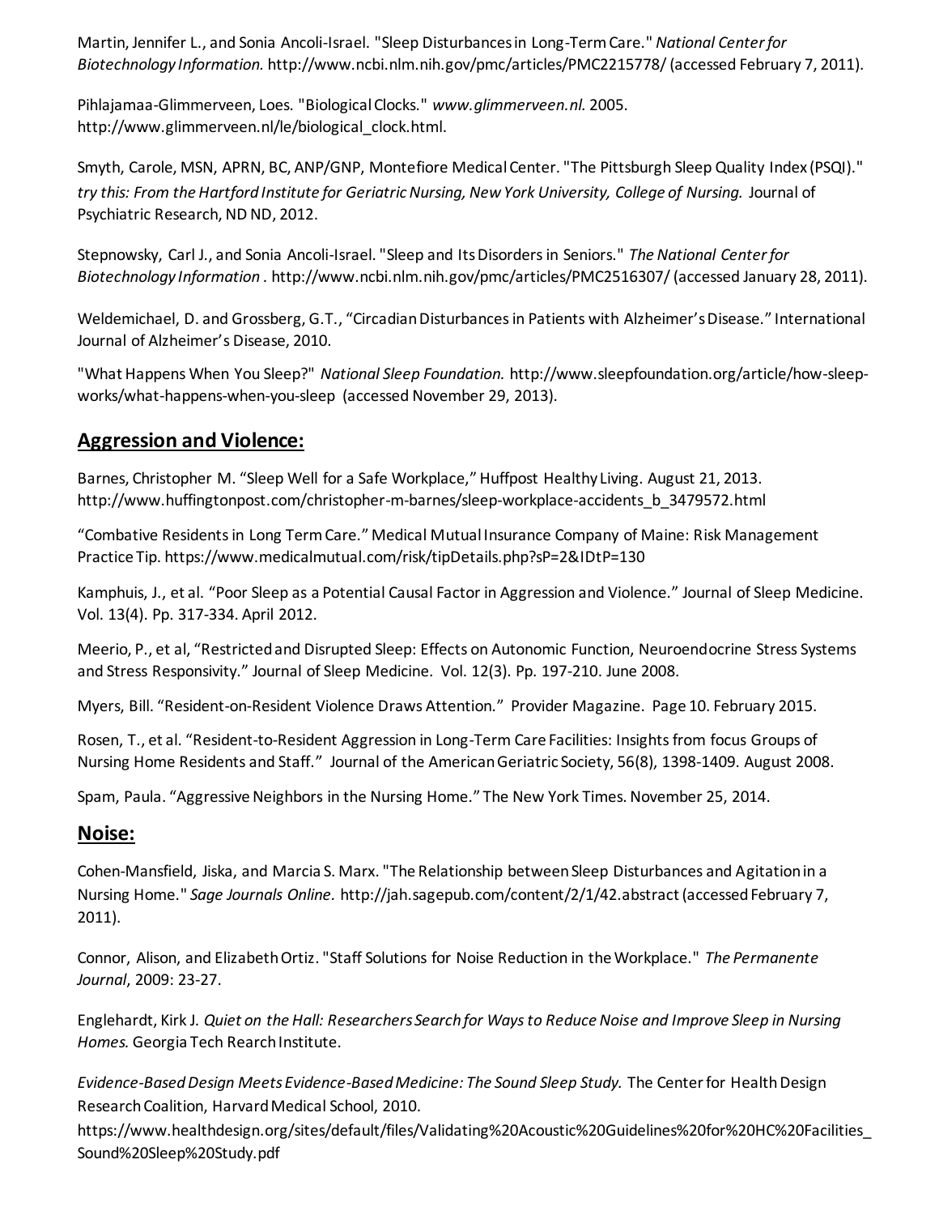Martin, Jennifer L., and Sonia Ancoli-Israel. "Sleep Disturbances in Long-Term Care." *National Center for Biotechnology Information.* http://www.ncbi.nlm.nih.gov/pmc/articles/PMC2215778/ (accessed February 7, 2011).

Pihlajamaa-Glimmerveen, Loes. "Biological Clocks." *www.glimmerveen.nl.* 2005. http://www.glimmerveen.nl/le/biological_clock.html.

Smyth, Carole, MSN, APRN, BC, ANP/GNP, Montefiore Medical Center. "The Pittsburgh Sleep Quality Index (PSQI)." *try this: From the Hartford Institute for Geriatric Nursing, New York University, College of Nursing.* Journal of Psychiatric Research, ND ND, 2012.

Stepnowsky, Carl J., and Sonia Ancoli-Israel. "Sleep and Its Disorders in Seniors." *The National Center for Biotechnology Information .* http://www.ncbi.nlm.nih.gov/pmc/articles/PMC2516307/ (accessed January 28, 2011).

Weldemichael, D. and Grossberg, G.T., "Circadian Disturbances in Patients with Alzheimer's Disease." International Journal of Alzheimer's Disease, 2010.

"What Happens When You Sleep?" *National Sleep Foundation.* http://www.sleepfoundation.org/article/how-sleep-works/what-happens-when-you-sleep (accessed November 29, 2013).

## Aggression and Violence:

Barnes, Christopher M. "Sleep Well for a Safe Workplace," Huffpost Healthy Living. August 21, 2013. http://www.huffingtonpost.com/christopher-m-barnes/sleep-workplace-accidents_b_3479572.html

"Combative Residents in Long Term Care." Medical Mutual Insurance Company of Maine: Risk Management Practice Tip. https://www.medicalmutual.com/risk/tipDetails.php?sP=2&IDtP=130

Kamphuis, J., et al. "Poor Sleep as a Potential Causal Factor in Aggression and Violence." Journal of Sleep Medicine. Vol. 13(4). Pp. 317-334. April 2012.

Meerio, P., et al, "Restricted and Disrupted Sleep: Effects on Autonomic Function, Neuroendocrine Stress Systems and Stress Responsivity." Journal of Sleep Medicine. Vol. 12(3). Pp. 197-210. June 2008.

Myers, Bill. "Resident-on-Resident Violence Draws Attention." Provider Magazine. Page 10. February 2015.

Rosen, T., et al. "Resident-to-Resident Aggression in Long-Term Care Facilities: Insights from focus Groups of Nursing Home Residents and Staff." Journal of the American Geriatric Society, 56(8), 1398-1409. August 2008.

Spam, Paula. "Aggressive Neighbors in the Nursing Home." The New York Times. November 25, 2014.

## Noise:

Cohen-Mansfield, Jiska, and Marcia S. Marx. "The Relationship between Sleep Disturbances and Agitation in a Nursing Home." *Sage Journals Online.* http://jah.sagepub.com/content/2/1/42.abstract (accessed February 7, 2011).

Connor, Alison, and Elizabeth Ortiz. "Staff Solutions for Noise Reduction in the Workplace." *The Permanente Journal*, 2009: 23-27.

Englehardt, Kirk J. *Quiet on the Hall: Researchers Search for Ways to Reduce Noise and Improve Sleep in Nursing Homes.* Georgia Tech Rearch Institute.

*Evidence-Based Design Meets Evidence-Based Medicine: The Sound Sleep Study.* The Center for Health Design Research Coalition, Harvard Medical School, 2010. https://www.healthdesign.org/sites/default/files/Validating%20Acoustic%20Guidelines%20for%20HC%20Facilities_Sound%20Sleep%20Study.pdf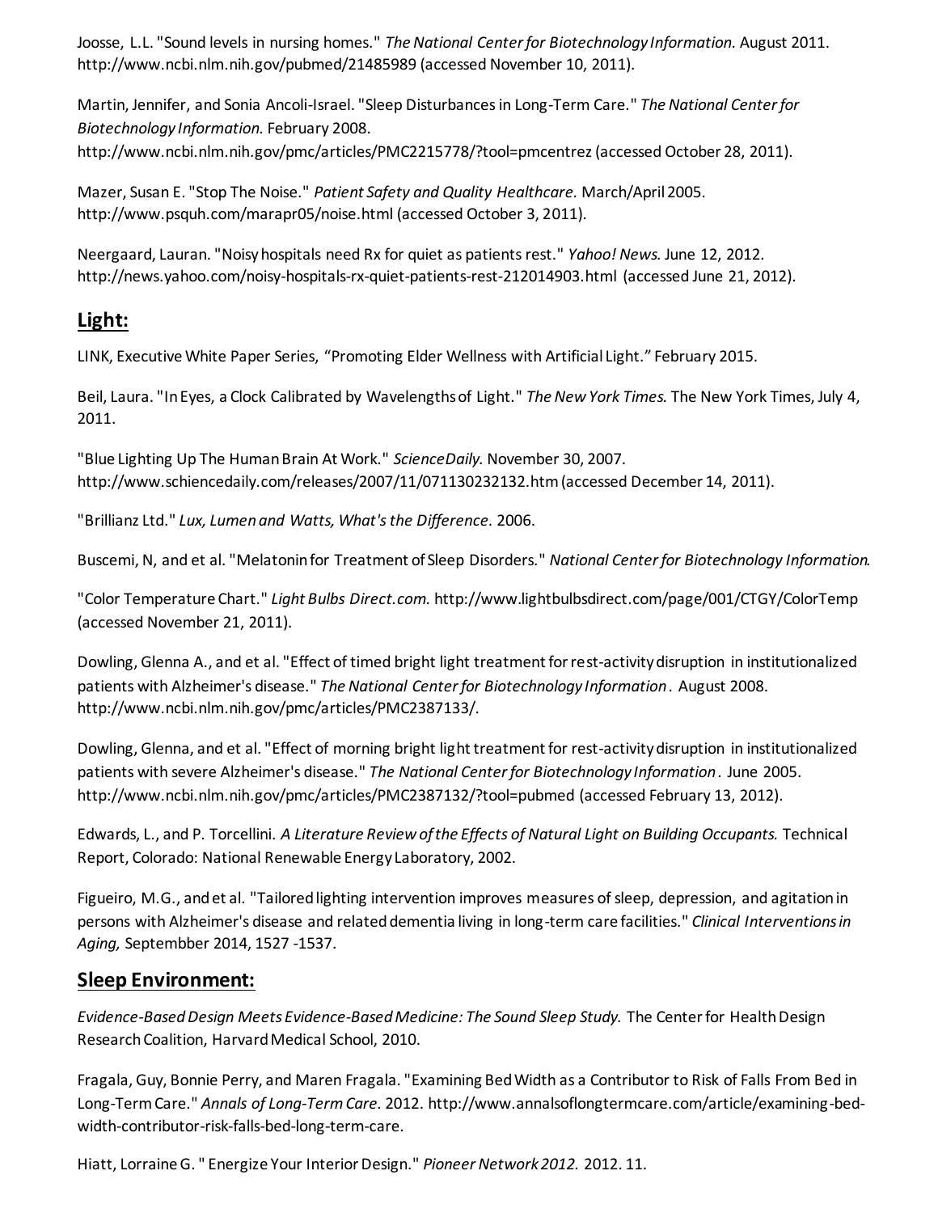Joosse, L.L. "Sound levels in nursing homes." *The National Center for Biotechnology Information.* August 2011. http://www.ncbi.nlm.nih.gov/pubmed/21485989 (accessed November 10, 2011).

Martin, Jennifer, and Sonia Ancoli-Israel. "Sleep Disturbances in Long-Term Care." *The National Center for Biotechnology Information.* February 2008. http://www.ncbi.nlm.nih.gov/pmc/articles/PMC2215778/?tool=pmcentrez (accessed October 28, 2011).

Mazer, Susan E. "Stop The Noise." *Patient Safety and Quality Healthcare.* March/April 2005. http://www.psquh.com/marapr05/noise.html (accessed October 3, 2011).

Neergaard, Lauran. "Noisy hospitals need Rx for quiet as patients rest." *Yahoo! News.* June 12, 2012. http://news.yahoo.com/noisy-hospitals-rx-quiet-patients-rest-212014903.html (accessed June 21, 2012).

## Light:

LINK, Executive White Paper Series, "Promoting Elder Wellness with Artificial Light." February 2015.

Beil, Laura. "In Eyes, a Clock Calibrated by Wavelengths of Light." *The New York Times.* The New York Times, July 4, 2011.

"Blue Lighting Up The Human Brain At Work." *ScienceDaily.* November 30, 2007. http://www.schiencedaily.com/releases/2007/11/071130232132.htm (accessed December 14, 2011).

"Brillianz Ltd." *Lux, Lumen and Watts, What's the Difference.* 2006.

Buscemi, N, and et al. "Melatonin for Treatment of Sleep Disorders." *National Center for Biotechnology Information.*

"Color Temperature Chart." *Light Bulbs Direct.com.* http://www.lightbulbsdirect.com/page/001/CTGY/ColorTemp (accessed November 21, 2011).

Dowling, Glenna A., and et al. "Effect of timed bright light treatment for rest-activity disruption in institutionalized patients with Alzheimer's disease." *The National Center for Biotechnology Information.* August 2008. http://www.ncbi.nlm.nih.gov/pmc/articles/PMC2387133/.

Dowling, Glenna, and et al. "Effect of morning bright light treatment for rest-activity disruption in institutionalized patients with severe Alzheimer's disease." *The National Center for Biotechnology Information.* June 2005. http://www.ncbi.nlm.nih.gov/pmc/articles/PMC2387132/?tool=pubmed (accessed February 13, 2012).

Edwards, L., and P. Torcellini. *A Literature Review of the Effects of Natural Light on Building Occupants.* Technical Report, Colorado: National Renewable Energy Laboratory, 2002.

Figueiro, M.G., and et al. "Tailored lighting intervention improves measures of sleep, depression, and agitation in persons with Alzheimer's disease and related dementia living in long-term care facilities." *Clinical Interventions in Aging,* Septembber 2014, 1527 -1537.

## Sleep Environment:

*Evidence-Based Design Meets Evidence-Based Medicine: The Sound Sleep Study.* The Center for Health Design Research Coalition, Harvard Medical School, 2010.

Fragala, Guy, Bonnie Perry, and Maren Fragala. "Examining Bed Width as a Contributor to Risk of Falls From Bed in Long-Term Care." *Annals of Long-Term Care.* 2012. http://www.annalsoflongtermcare.com/article/examining-bed-width-contributor-risk-falls-bed-long-term-care.

Hiatt, Lorraine G. " Energize Your Interior Design." *Pioneer Network 2012.* 2012. 11.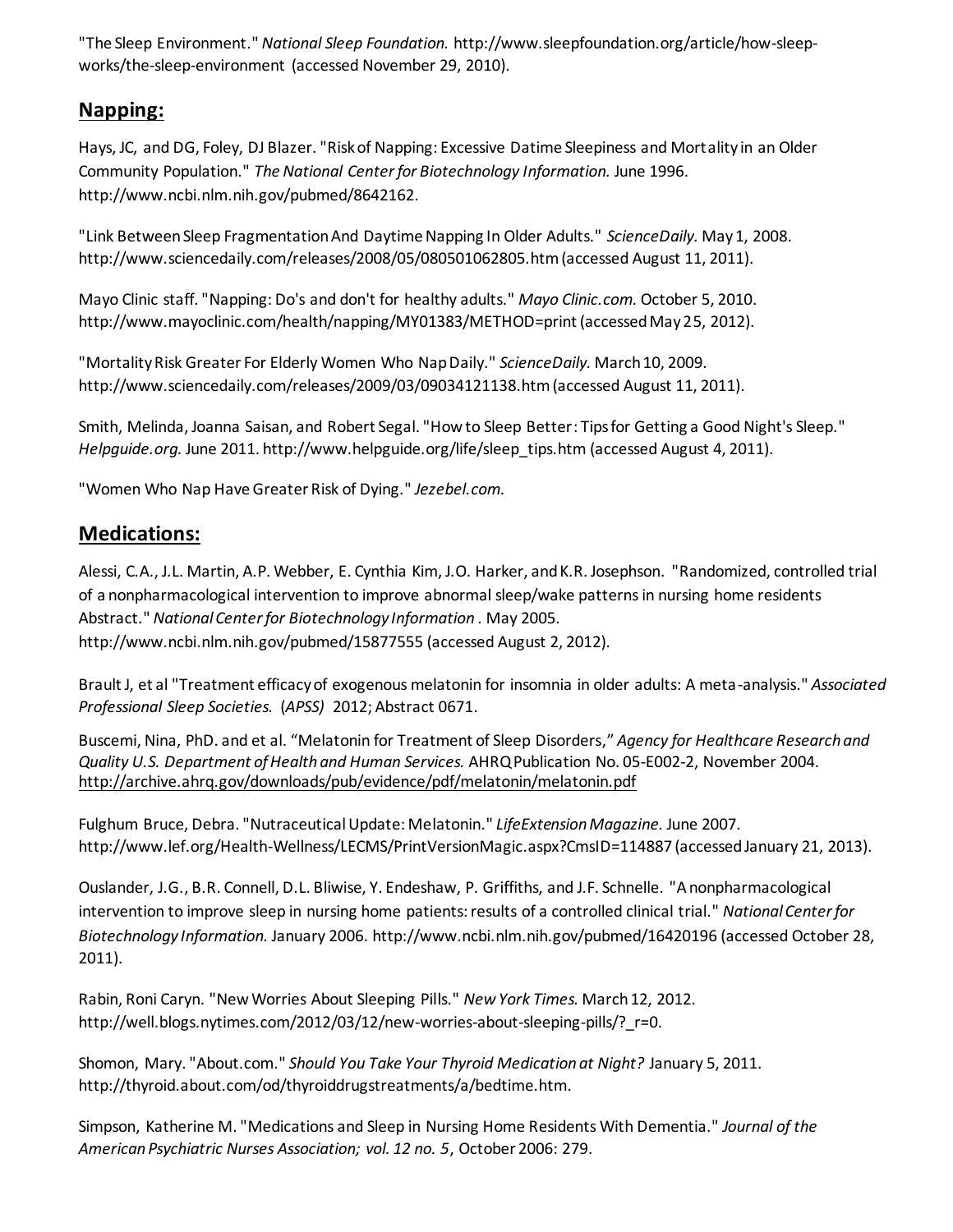"The Sleep Environment." *National Sleep Foundation.* http://www.sleepfoundation.org/article/how-sleep-works/the-sleep-environment (accessed November 29, 2010).

## Napping:

Hays, JC, and DG, Foley, DJ Blazer. "Risk of Napping: Excessive Datime Sleepiness and Mortality in an Older Community Population." *The National Center for Biotechnology Information.* June 1996. http://www.ncbi.nlm.nih.gov/pubmed/8642162.

"Link Between Sleep Fragmentation And Daytime Napping In Older Adults." *ScienceDaily.* May 1, 2008. http://www.sciencedaily.com/releases/2008/05/080501062805.htm (accessed August 11, 2011).

Mayo Clinic staff. "Napping: Do's and don't for healthy adults." *Mayo Clinic.com.* October 5, 2010. http://www.mayoclinic.com/health/napping/MY01383/METHOD=print (accessed May 25, 2012).

"Mortality Risk Greater For Elderly Women Who Nap Daily." *ScienceDaily.* March 10, 2009. http://www.sciencedaily.com/releases/2009/03/09034121138.htm (accessed August 11, 2011).

Smith, Melinda, Joanna Saisan, and Robert Segal. "How to Sleep Better: Tips for Getting a Good Night's Sleep." *Helpguide.org.* June 2011. http://www.helpguide.org/life/sleep_tips.htm (accessed August 4, 2011).

"Women Who Nap Have Greater Risk of Dying." *Jezebel.com.*

## Medications:

Alessi, C.A., J.L. Martin, A.P. Webber, E. Cynthia Kim, J.O. Harker, and K.R. Josephson. "Randomized, controlled trial of a nonpharmacological intervention to improve abnormal sleep/wake patterns in nursing home residents Abstract." *National Center for Biotechnology Information .* May 2005. http://www.ncbi.nlm.nih.gov/pubmed/15877555 (accessed August 2, 2012).

Brault J, et al "Treatment efficacy of exogenous melatonin for insomnia in older adults: A meta-analysis." *Associated Professional Sleep Societies.* (*APSS*) 2012; Abstract 0671.

Buscemi, Nina, PhD. and et al. "Melatonin for Treatment of Sleep Disorders," *Agency for Healthcare Research and Quality U.S. Department of Health and Human Services.* AHRQ Publication No. 05-E002-2, November 2004. http://archive.ahrq.gov/downloads/pub/evidence/pdf/melatonin/melatonin.pdf

Fulghum Bruce, Debra. "Nutraceutical Update: Melatonin." *LifeExtension Magazine.* June 2007. http://www.lef.org/Health-Wellness/LECMS/PrintVersionMagic.aspx?CmsID=114887 (accessed January 21, 2013).

Ouslander, J.G., B.R. Connell, D.L. Bliwise, Y. Endeshaw, P. Griffiths, and J.F. Schnelle. "A nonpharmacological intervention to improve sleep in nursing home patients: results of a controlled clinical trial." *National Center for Biotechnology Information.* January 2006. http://www.ncbi.nlm.nih.gov/pubmed/16420196 (accessed October 28, 2011).

Rabin, Roni Caryn. "New Worries About Sleeping Pills." *New York Times.* March 12, 2012. http://well.blogs.nytimes.com/2012/03/12/new-worries-about-sleeping-pills/?_r=0.

Shomon, Mary. "About.com." *Should You Take Your Thyroid Medication at Night?* January 5, 2011. http://thyroid.about.com/od/thyroiddrugstreatments/a/bedtime.htm.

Simpson, Katherine M. "Medications and Sleep in Nursing Home Residents With Dementia." *Journal of the American Psychiatric Nurses Association; vol. 12 no. 5*, October 2006: 279.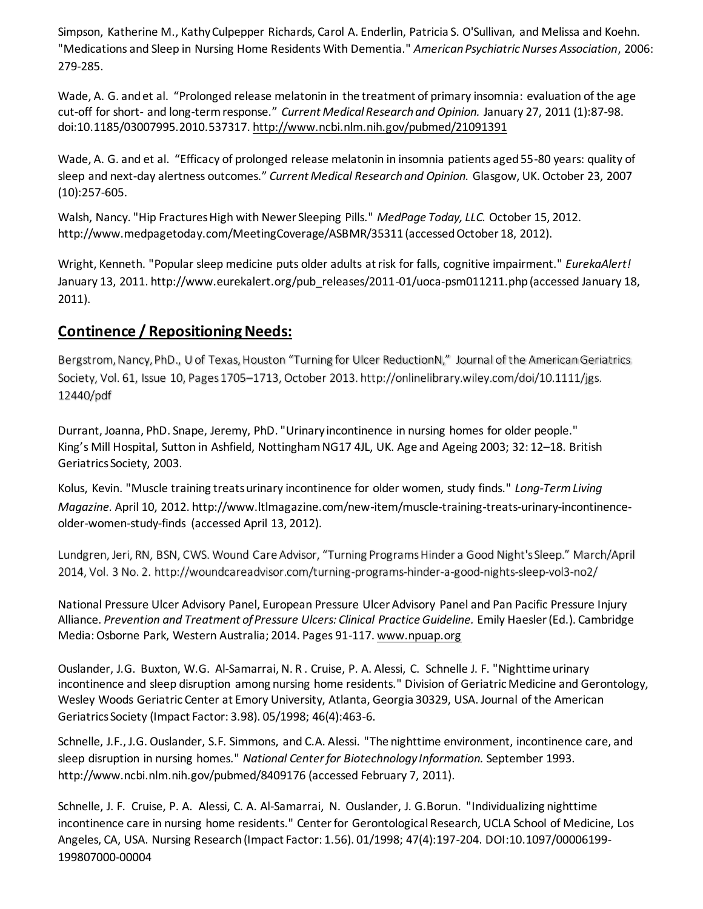Simpson, Katherine M., Kathy Culpepper Richards, Carol A. Enderlin, Patricia S. O'Sullivan, and Melissa and Koehn. "Medications and Sleep in Nursing Home Residents With Dementia." *American Psychiatric Nurses Association*, 2006: 279-285.

Wade, A. G. and et al. "Prolonged release melatonin in the treatment of primary insomnia: evaluation of the age cut-off for short- and long-term response." *Current Medical Research and Opinion.* January 27, 2011 (1):87-98. doi:10.1185/03007995.2010.537317. http://www.ncbi.nlm.nih.gov/pubmed/21091391

Wade, A. G. and et al. "Efficacy of prolonged release melatonin in insomnia patients aged 55-80 years: quality of sleep and next-day alertness outcomes." *Current Medical Research and Opinion.* Glasgow, UK. October 23, 2007 (10):257-605.

Walsh, Nancy. "Hip Fractures High with Newer Sleeping Pills." *MedPage Today, LLC.* October 15, 2012. http://www.medpagetoday.com/MeetingCoverage/ASBMR/35311 (accessed October 18, 2012).

Wright, Kenneth. "Popular sleep medicine puts older adults at risk for falls, cognitive impairment." *EurekaAlert!* January 13, 2011. http://www.eurekalert.org/pub_releases/2011-01/uoca-psm011211.php (accessed January 18, 2011).

## **Continence / Repositioning Needs:**

Bergstrom, Nancy, PhD., U of Texas, Houston "Turning for Ulcer ReductionN," Journal of the American Geriatrics Society, Vol. 61, Issue 10, Pages 1705–1713, October 2013. http://onlinelibrary.wiley.com/doi/10.1111/jgs.12440/pdf

Durrant, Joanna, PhD. Snape, Jeremy, PhD. "Urinary incontinence in nursing homes for older people." King's Mill Hospital, Sutton in Ashfield, Nottingham NG17 4JL, UK. Age and Ageing 2003; 32: 12–18. British Geriatrics Society, 2003.

Kolus, Kevin. "Muscle training treats urinary incontinence for older women, study finds." *Long-Term Living Magazine.* April 10, 2012. http://www.ltlmagazine.com/new-item/muscle-training-treats-urinary-incontinence-older-women-study-finds (accessed April 13, 2012).

Lundgren, Jeri, RN, BSN, CWS. Wound Care Advisor, "Turning Programs Hinder a Good Night's Sleep." March/April 2014, Vol. 3 No. 2. http://woundcareadvisor.com/turning-programs-hinder-a-good-nights-sleep-vol3-no2/

National Pressure Ulcer Advisory Panel, European Pressure Ulcer Advisory Panel and Pan Pacific Pressure Injury Alliance. *Prevention and Treatment of Pressure Ulcers: Clinical Practice Guideline.* Emily Haesler (Ed.). Cambridge Media: Osborne Park, Western Australia; 2014. Pages 91-117. www.npuap.org

Ouslander, J.G. Buxton, W.G. Al-Samarrai, N. R . Cruise, P. A. Alessi, C. Schnelle J. F. "Nighttime urinary incontinence and sleep disruption among nursing home residents." Division of Geriatric Medicine and Gerontology, Wesley Woods Geriatric Center at Emory University, Atlanta, Georgia 30329, USA. Journal of the American Geriatrics Society (Impact Factor: 3.98). 05/1998; 46(4):463-6.

Schnelle, J.F., J.G. Ouslander, S.F. Simmons, and C.A. Alessi. "The nighttime environment, incontinence care, and sleep disruption in nursing homes." *National Center for Biotechnology Information.* September 1993. http://www.ncbi.nlm.nih.gov/pubmed/8409176 (accessed February 7, 2011).

Schnelle, J. F. Cruise, P. A. Alessi, C. A. Al-Samarrai, N. Ouslander, J. G.Borun. "Individualizing nighttime incontinence care in nursing home residents." Center for Gerontological Research, UCLA School of Medicine, Los Angeles, CA, USA. Nursing Research (Impact Factor: 1.56). 01/1998; 47(4):197-204. DOI:10.1097/00006199-199807000-00004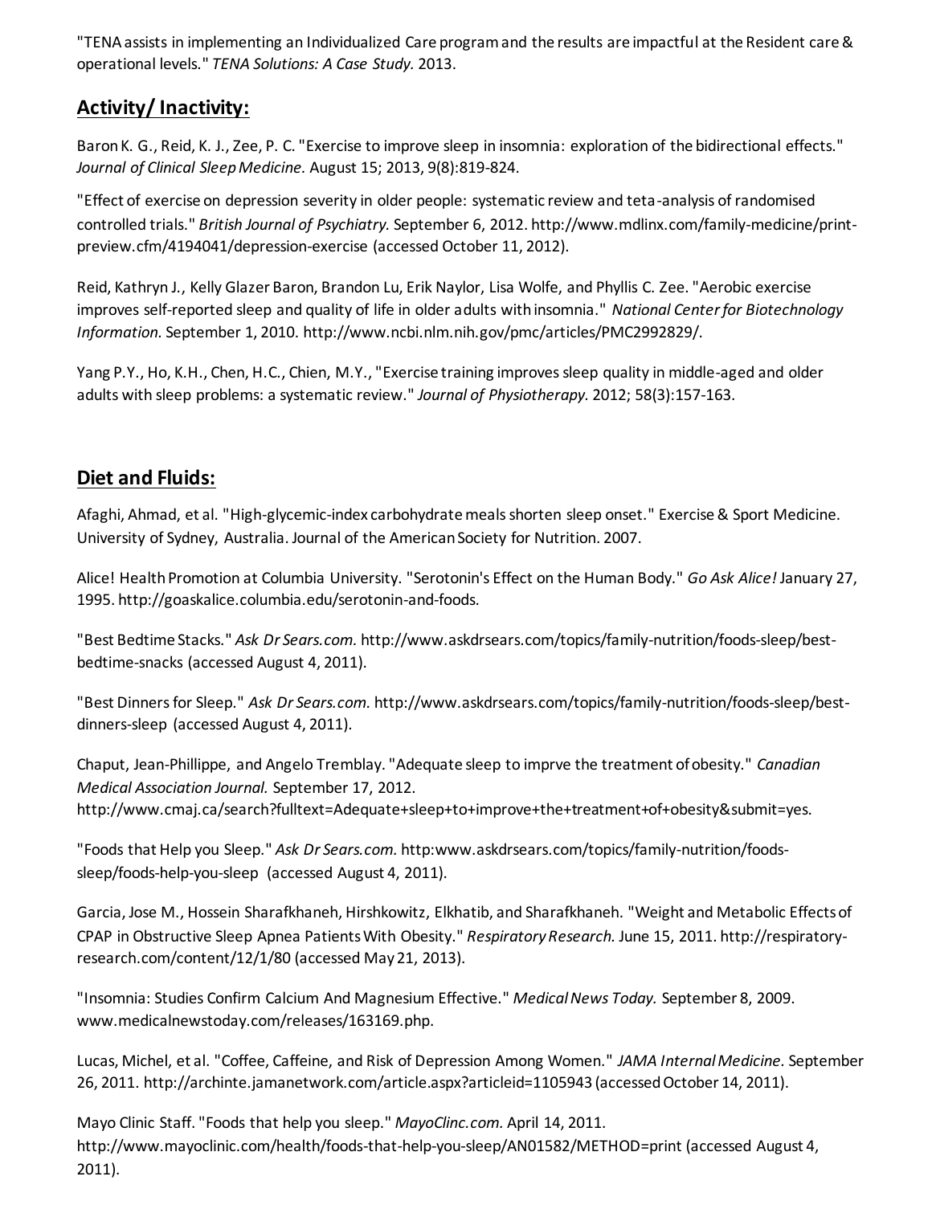"TENA assists in implementing an Individualized Care program and the results are impactful at the Resident care & operational levels." *TENA Solutions: A Case Study.* 2013.

## Activity/ Inactivity:

Baron K. G., Reid, K. J., Zee, P. C. "Exercise to improve sleep in insomnia: exploration of the bidirectional effects." *Journal of Clinical Sleep Medicine.* August 15; 2013, 9(8):819-824.

"Effect of exercise on depression severity in older people: systematic review and teta-analysis of randomised controlled trials." *British Journal of Psychiatry.* September 6, 2012. http://www.mdlinx.com/family-medicine/print-preview.cfm/4194041/depression-exercise (accessed October 11, 2012).

Reid, Kathryn J., Kelly Glazer Baron, Brandon Lu, Erik Naylor, Lisa Wolfe, and Phyllis C. Zee. "Aerobic exercise improves self-reported sleep and quality of life in older adults with insomnia." *National Center for Biotechnology Information.* September 1, 2010. http://www.ncbi.nlm.nih.gov/pmc/articles/PMC2992829/.

Yang P.Y., Ho, K.H., Chen, H.C., Chien, M.Y., "Exercise training improves sleep quality in middle-aged and older adults with sleep problems: a systematic review." *Journal of Physiotherapy.* 2012; 58(3):157-163.

## Diet and Fluids:

Afaghi, Ahmad, et al. "High-glycemic-index carbohydrate meals shorten sleep onset." Exercise & Sport Medicine. University of Sydney, Australia. Journal of the American Society for Nutrition. 2007.

Alice! Health Promotion at Columbia University. "Serotonin's Effect on the Human Body." *Go Ask Alice!* January 27, 1995. http://goaskalice.columbia.edu/serotonin-and-foods.

"Best Bedtime Stacks." *Ask Dr Sears.com.* http://www.askdrsears.com/topics/family-nutrition/foods-sleep/best-bedtime-snacks (accessed August 4, 2011).

"Best Dinners for Sleep." *Ask Dr Sears.com.* http://www.askdrsears.com/topics/family-nutrition/foods-sleep/best-dinners-sleep (accessed August 4, 2011).

Chaput, Jean-Phillippe, and Angelo Tremblay. "Adequate sleep to imprve the treatment of obesity." *Canadian Medical Association Journal.* September 17, 2012. http://www.cmaj.ca/search?fulltext=Adequate+sleep+to+improve+the+treatment+of+obesity&submit=yes.

"Foods that Help you Sleep." *Ask Dr Sears.com.* http:www.askdrsears.com/topics/family-nutrition/foods-sleep/foods-help-you-sleep (accessed August 4, 2011).

Garcia, Jose M., Hossein Sharafkhaneh, Hirshkowitz, Elkhatib, and Sharafkhaneh. "Weight and Metabolic Effects of CPAP in Obstructive Sleep Apnea Patients With Obesity." *Respiratory Research.* June 15, 2011. http://respiratory-research.com/content/12/1/80 (accessed May 21, 2013).

"Insomnia: Studies Confirm Calcium And Magnesium Effective." *Medical News Today.* September 8, 2009. www.medicalnewstoday.com/releases/163169.php.

Lucas, Michel, et al. "Coffee, Caffeine, and Risk of Depression Among Women." *JAMA Internal Medicine.* September 26, 2011. http://archinte.jamanetwork.com/article.aspx?articleid=1105943 (accessed October 14, 2011).

Mayo Clinic Staff. "Foods that help you sleep." *MayoClinc.com.* April 14, 2011. http://www.mayoclinic.com/health/foods-that-help-you-sleep/AN01582/METHOD=print (accessed August 4, 2011).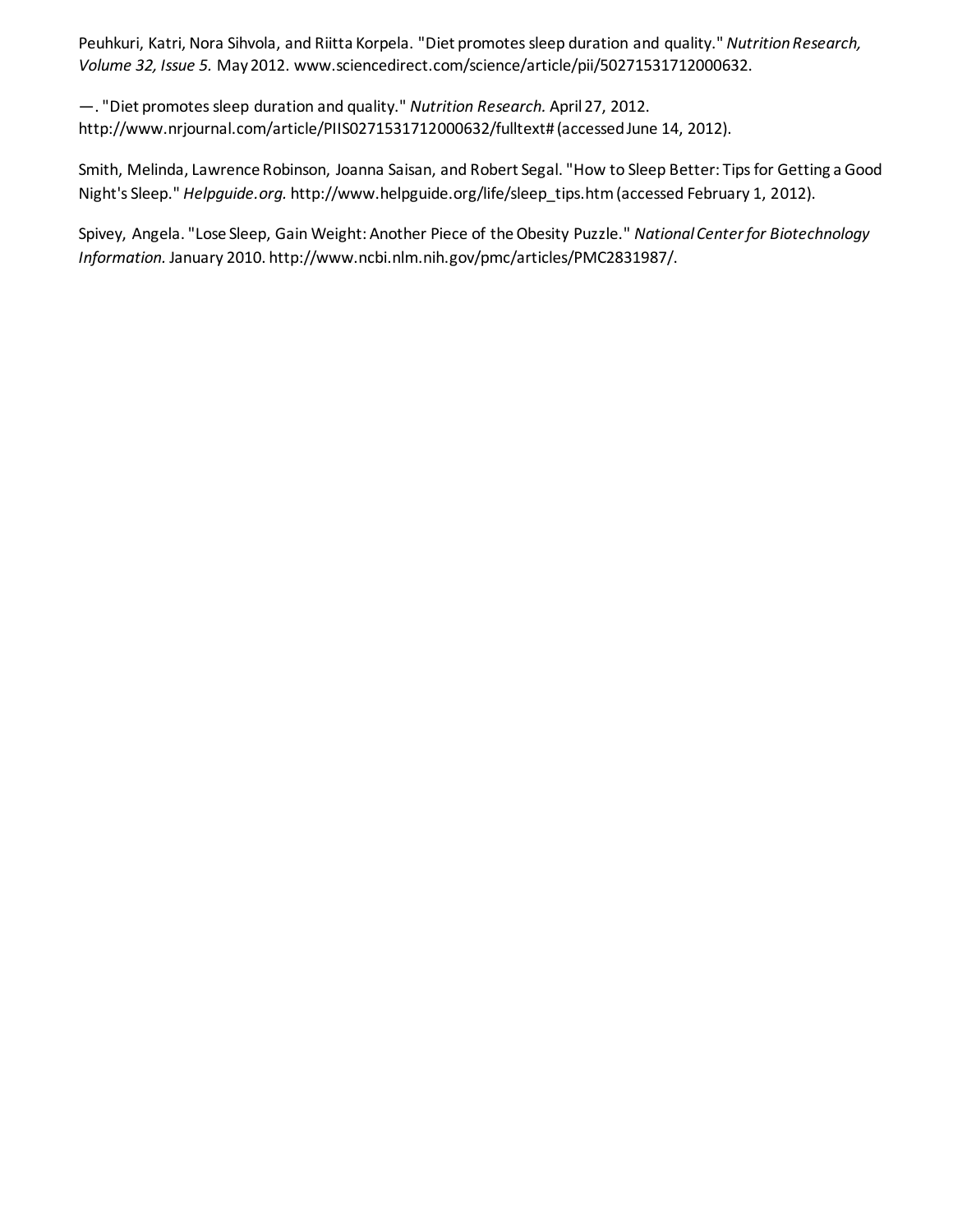Peuhkuri, Katri, Nora Sihvola, and Riitta Korpela. "Diet promotes sleep duration and quality." *Nutrition Research, Volume 32, Issue 5.* May 2012. www.sciencedirect.com/science/article/pii/50271531712000632.

—. "Diet promotes sleep duration and quality." *Nutrition Research.* April 27, 2012. http://www.nrjournal.com/article/PIIS0271531712000632/fulltext# (accessed June 14, 2012).

Smith, Melinda, Lawrence Robinson, Joanna Saisan, and Robert Segal. "How to Sleep Better: Tips for Getting a Good Night's Sleep." *Helpguide.org.* http://www.helpguide.org/life/sleep_tips.htm (accessed February 1, 2012).

Spivey, Angela. "Lose Sleep, Gain Weight: Another Piece of the Obesity Puzzle." *National Center for Biotechnology Information.* January 2010. http://www.ncbi.nlm.nih.gov/pmc/articles/PMC2831987/.